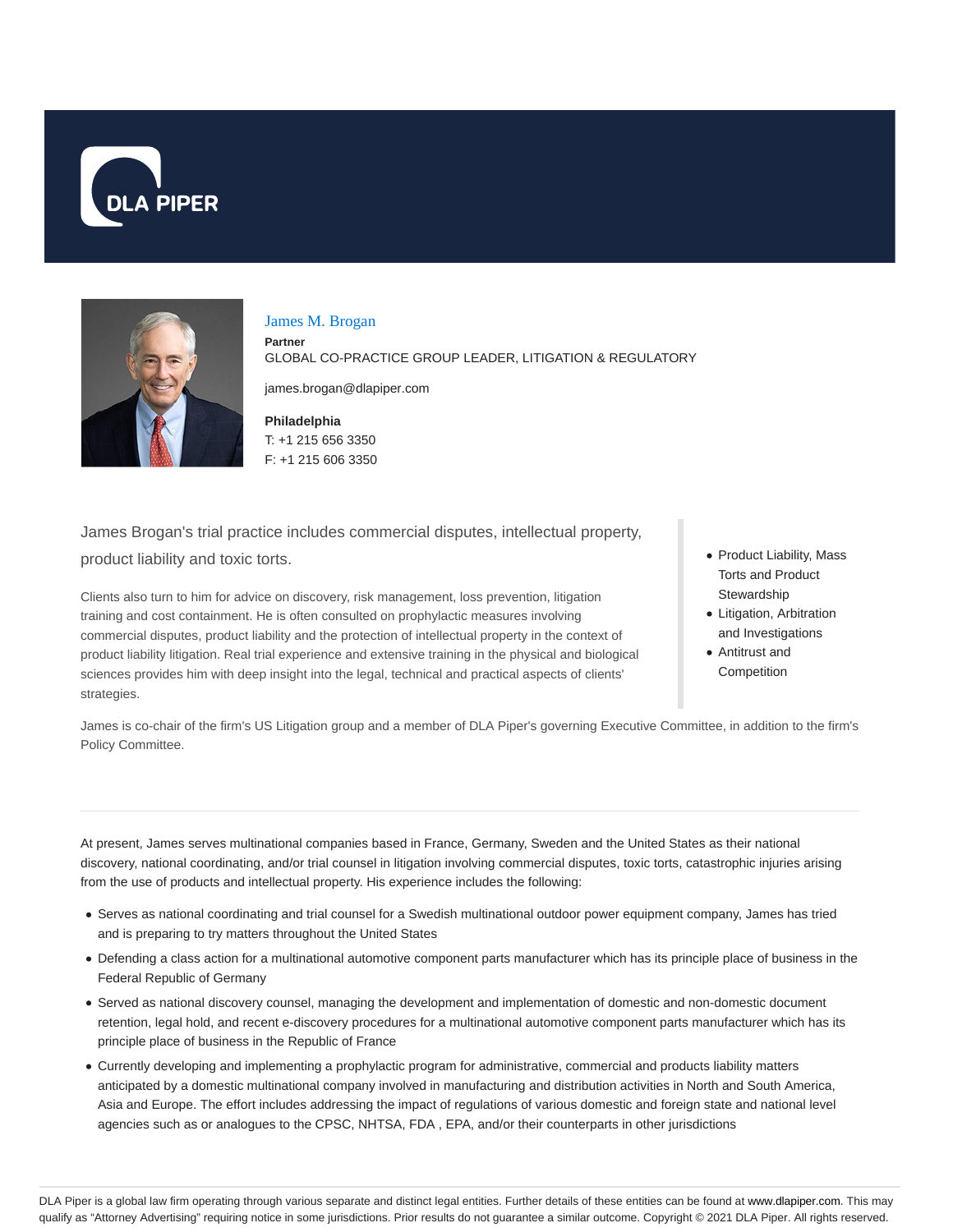# James M. Brogan

**Partner**

GLOBAL CO-PRACTICE GROUP LEADER, LITIGATION & REGULATORY

james.brogan@dlapiper.com

**Philadelphia**

T: +1 215 656 3350

F: +1 215 606 3350

James Brogan's trial practice includes commercial disputes, intellectual property, product liability and toxic torts.

Clients also turn to him for advice on discovery, risk management, loss prevention, litigation training and cost containment. He is often consulted on prophylactic measures involving commercial disputes, product liability and the protection of intellectual property in the context of product liability litigation. Real trial experience and extensive training in the physical and biological sciences provides him with deep insight into the legal, technical and practical aspects of clients' strategies.

- Product Liability, Mass Torts and Product Stewardship
- Litigation, Arbitration and Investigations
- Antitrust and Competition

James is co-chair of the firm's US Litigation group and a member of DLA Piper's governing Executive Committee, in addition to the firm's Policy Committee.

---

At present, James serves multinational companies based in France, Germany, Sweden and the United States as their national discovery, national coordinating, and/or trial counsel in litigation involving commercial disputes, toxic torts, catastrophic injuries arising from the use of products and intellectual property. His experience includes the following:

- Serves as national coordinating and trial counsel for a Swedish multinational outdoor power equipment company, James has tried and is preparing to try matters throughout the United States
- Defending a class action for a multinational automotive component parts manufacturer which has its principle place of business in the Federal Republic of Germany
- Served as national discovery counsel, managing the development and implementation of domestic and non-domestic document retention, legal hold, and recent e-discovery procedures for a multinational automotive component parts manufacturer which has its principle place of business in the Republic of France
- Currently developing and implementing a prophylactic program for administrative, commercial and products liability matters anticipated by a domestic multinational company involved in manufacturing and distribution activities in North and South America, Asia and Europe. The effort includes addressing the impact of regulations of various domestic and foreign state and national level agencies such as or analogues to the CPSC, NHTSA, FDA , EPA, and/or their counterparts in other jurisdictions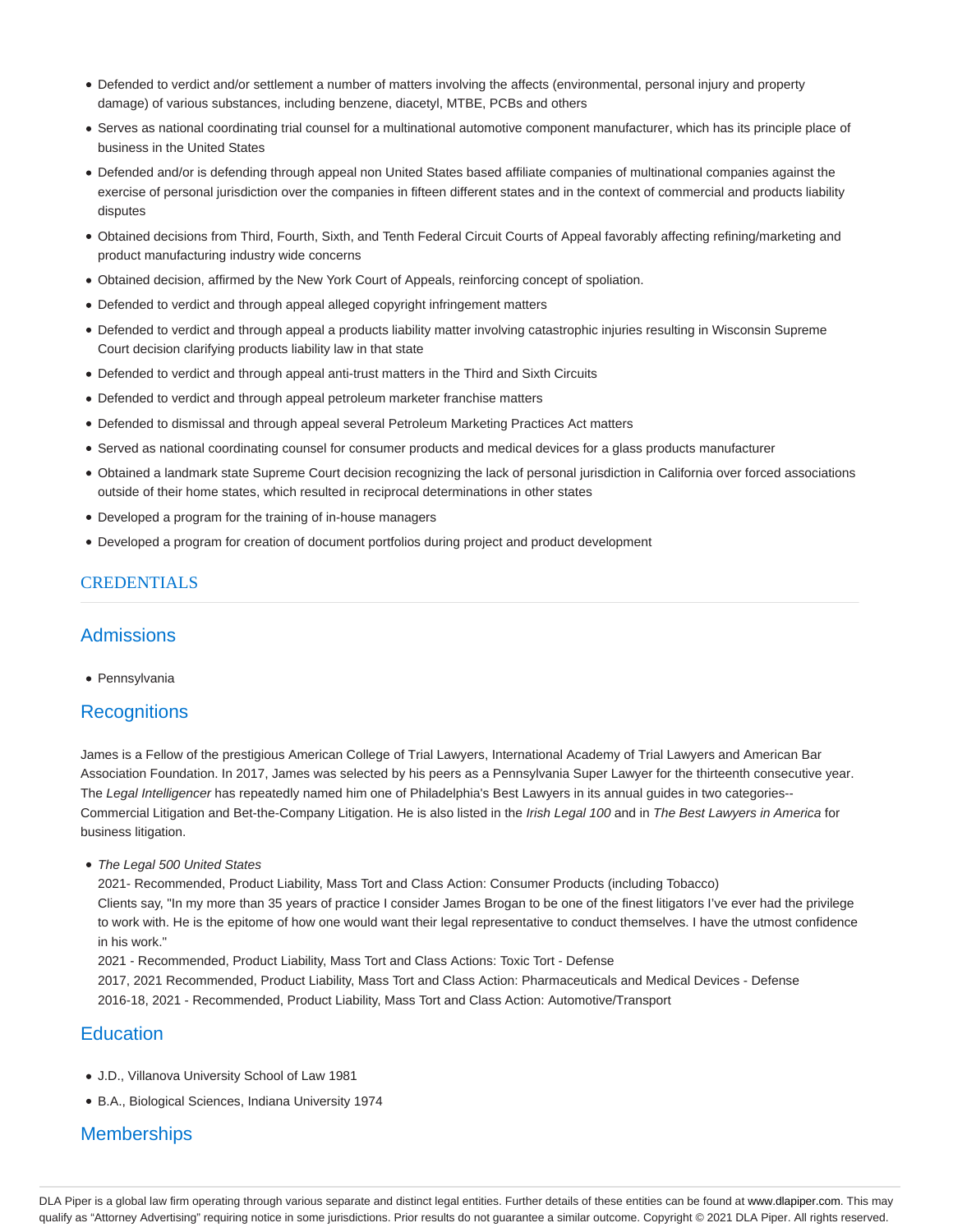- Defended to verdict and/or settlement a number of matters involving the affects (environmental, personal injury and property damage) of various substances, including benzene, diacetyl, MTBE, PCBs and others
- Serves as national coordinating trial counsel for a multinational automotive component manufacturer, which has its principle place of business in the United States
- Defended and/or is defending through appeal non United States based affiliate companies of multinational companies against the exercise of personal jurisdiction over the companies in fifteen different states and in the context of commercial and products liability disputes
- Obtained decisions from Third, Fourth, Sixth, and Tenth Federal Circuit Courts of Appeal favorably affecting refining/marketing and product manufacturing industry wide concerns
- Obtained decision, affirmed by the New York Court of Appeals, reinforcing concept of spoliation.
- Defended to verdict and through appeal alleged copyright infringement matters
- Defended to verdict and through appeal a products liability matter involving catastrophic injuries resulting in Wisconsin Supreme Court decision clarifying products liability law in that state
- Defended to verdict and through appeal anti-trust matters in the Third and Sixth Circuits
- Defended to verdict and through appeal petroleum marketer franchise matters
- Defended to dismissal and through appeal several Petroleum Marketing Practices Act matters
- Served as national coordinating counsel for consumer products and medical devices for a glass products manufacturer
- Obtained a landmark state Supreme Court decision recognizing the lack of personal jurisdiction in California over forced associations outside of their home states, which resulted in reciprocal determinations in other states
- Developed a program for the training of in-house managers
- Developed a program for creation of document portfolios during project and product development

# CREDENTIALS

## Admissions

- Pennsylvania

## Recognitions

James is a Fellow of the prestigious American College of Trial Lawyers, International Academy of Trial Lawyers and American Bar Association Foundation. In 2017, James was selected by his peers as a Pennsylvania Super Lawyer for the thirteenth consecutive year. The *Legal Intelligencer* has repeatedly named him one of Philadelphia's Best Lawyers in its annual guides in two categories--Commercial Litigation and Bet-the-Company Litigation. He is also listed in the *Irish Legal 100* and in *The Best Lawyers in America* for business litigation.

- *The Legal 500 United States*
  2021- Recommended, Product Liability, Mass Tort and Class Action: Consumer Products (including Tobacco)
  Clients say, "In my more than 35 years of practice I consider James Brogan to be one of the finest litigators I've ever had the privilege to work with. He is the epitome of how one would want their legal representative to conduct themselves. I have the utmost confidence in his work."
  2021 - Recommended, Product Liability, Mass Tort and Class Actions: Toxic Tort - Defense
  2017, 2021 Recommended, Product Liability, Mass Tort and Class Action: Pharmaceuticals and Medical Devices - Defense
  2016-18, 2021 - Recommended, Product Liability, Mass Tort and Class Action: Automotive/Transport

## Education

- J.D., Villanova University School of Law 1981
- B.A., Biological Sciences, Indiana University 1974

## Memberships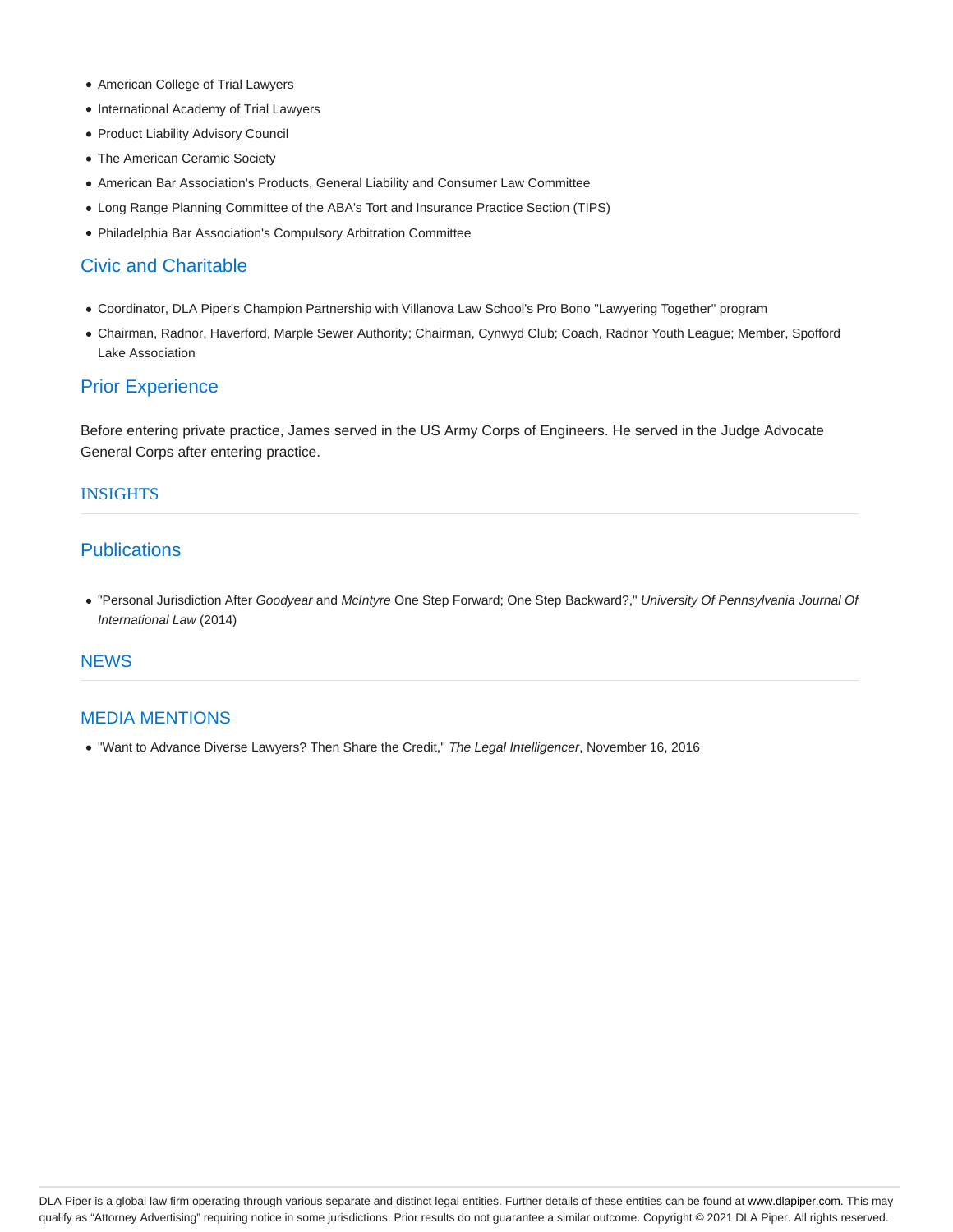- American College of Trial Lawyers
- International Academy of Trial Lawyers
- Product Liability Advisory Council
- The American Ceramic Society
- American Bar Association's Products, General Liability and Consumer Law Committee
- Long Range Planning Committee of the ABA's Tort and Insurance Practice Section (TIPS)
- Philadelphia Bar Association's Compulsory Arbitration Committee

## Civic and Charitable

- Coordinator, DLA Piper's Champion Partnership with Villanova Law School's Pro Bono "Lawyering Together" program
- Chairman, Radnor, Haverford, Marple Sewer Authority; Chairman, Cynwyd Club; Coach, Radnor Youth League; Member, Spofford Lake Association

## Prior Experience

Before entering private practice, James served in the US Army Corps of Engineers. He served in the Judge Advocate General Corps after entering practice.

# INSIGHTS

## Publications

- "Personal Jurisdiction After *Goodyear* and *McIntyre* One Step Forward; One Step Backward?," *University Of Pennsylvania Journal Of International Law* (2014)

# NEWS

## MEDIA MENTIONS

- "Want to Advance Diverse Lawyers? Then Share the Credit," *The Legal Intelligencer*, November 16, 2016

DLA Piper is a global law firm operating through various separate and distinct legal entities. Further details of these entities can be found at www.dlapiper.com. This may qualify as "Attorney Advertising" requiring notice in some jurisdictions. Prior results do not guarantee a similar outcome. Copyright © 2021 DLA Piper. All rights reserved.